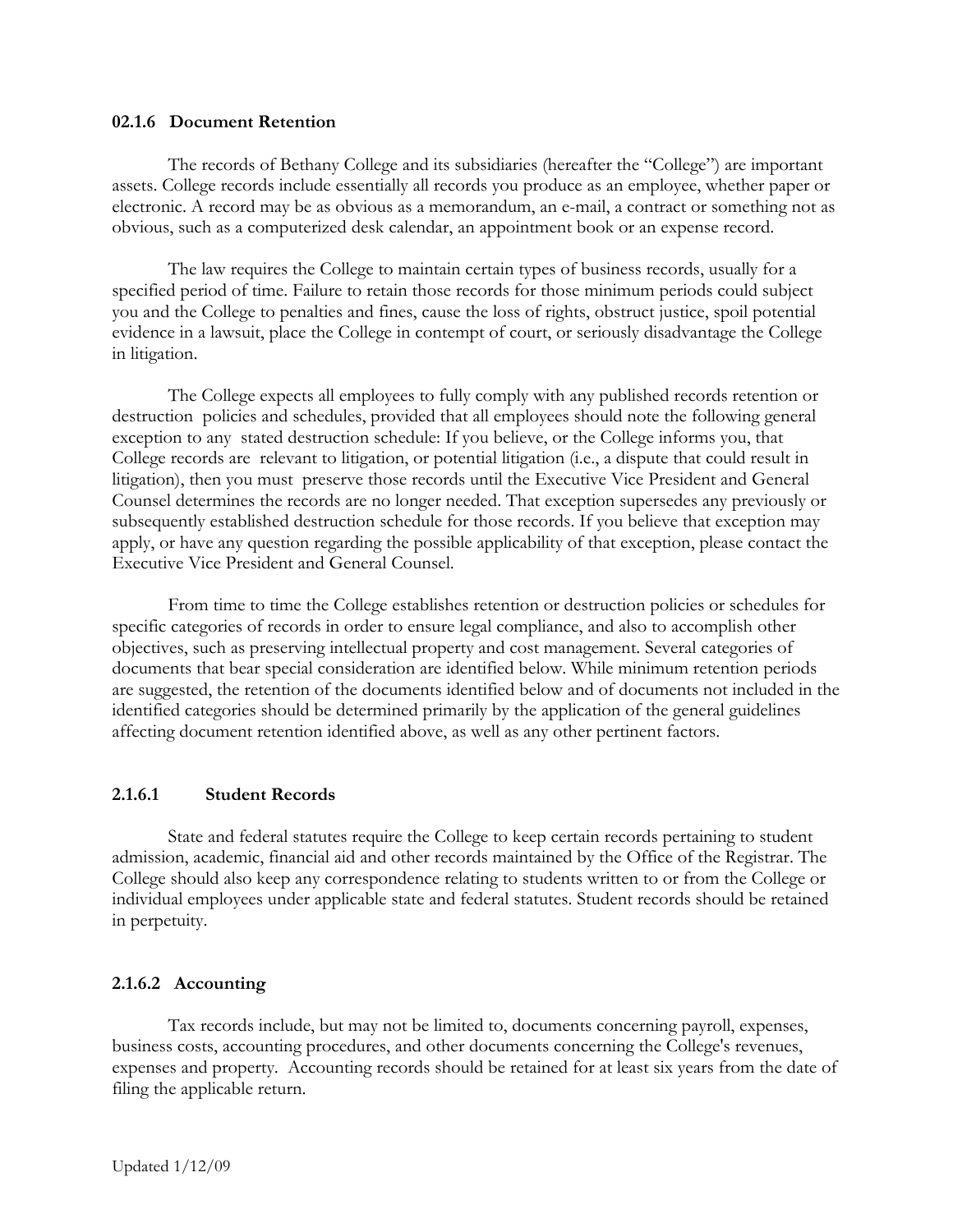## 02.1.6 Document Retention

The records of Bethany College and its subsidiaries (hereafter the "College") are important assets. College records include essentially all records you produce as an employee, whether paper or electronic. A record may be as obvious as a memorandum, an e-mail, a contract or something not as obvious, such as a computerized desk calendar, an appointment book or an expense record.

The law requires the College to maintain certain types of business records, usually for a specified period of time. Failure to retain those records for those minimum periods could subject you and the College to penalties and fines, cause the loss of rights, obstruct justice, spoil potential evidence in a lawsuit, place the College in contempt of court, or seriously disadvantage the College in litigation.

The College expects all employees to fully comply with any published records retention or destruction policies and schedules, provided that all employees should note the following general exception to any stated destruction schedule: If you believe, or the College informs you, that College records are relevant to litigation, or potential litigation (i.e., a dispute that could result in litigation), then you must preserve those records until the Executive Vice President and General Counsel determines the records are no longer needed. That exception supersedes any previously or subsequently established destruction schedule for those records. If you believe that exception may apply, or have any question regarding the possible applicability of that exception, please contact the Executive Vice President and General Counsel.

From time to time the College establishes retention or destruction policies or schedules for specific categories of records in order to ensure legal compliance, and also to accomplish other objectives, such as preserving intellectual property and cost management. Several categories of documents that bear special consideration are identified below. While minimum retention periods are suggested, the retention of the documents identified below and of documents not included in the identified categories should be determined primarily by the application of the general guidelines affecting document retention identified above, as well as any other pertinent factors.

### 2.1.6.1 Student Records

State and federal statutes require the College to keep certain records pertaining to student admission, academic, financial aid and other records maintained by the Office of the Registrar. The College should also keep any correspondence relating to students written to or from the College or individual employees under applicable state and federal statutes. Student records should be retained in perpetuity.

### 2.1.6.2 Accounting

Tax records include, but may not be limited to, documents concerning payroll, expenses, business costs, accounting procedures, and other documents concerning the College's revenues, expenses and property. Accounting records should be retained for at least six years from the date of filing the applicable return.

Updated 1/12/09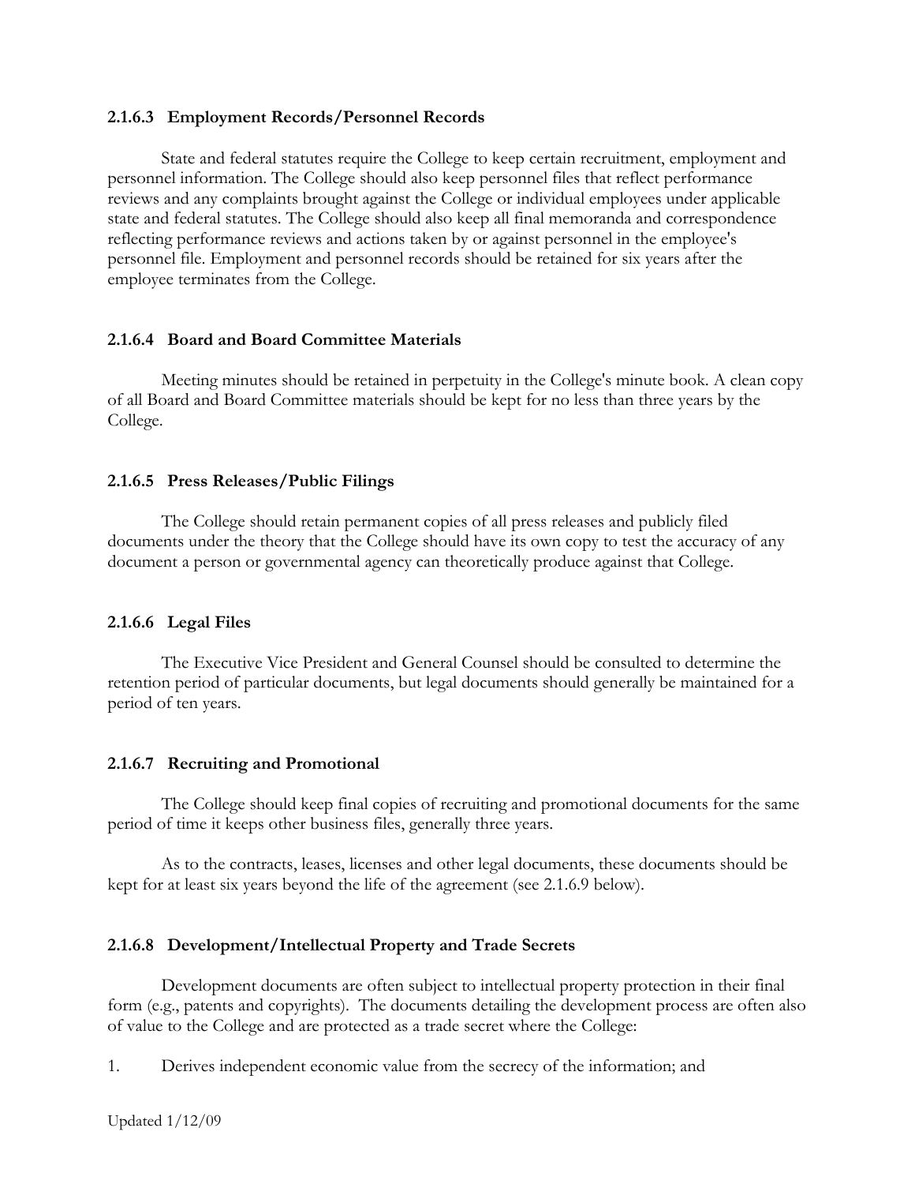#### 2.1.6.3 Employment Records/Personnel Records

State and federal statutes require the College to keep certain recruitment, employment and personnel information. The College should also keep personnel files that reflect performance reviews and any complaints brought against the College or individual employees under applicable state and federal statutes. The College should also keep all final memoranda and correspondence reflecting performance reviews and actions taken by or against personnel in the employee's personnel file. Employment and personnel records should be retained for six years after the employee terminates from the College.

#### 2.1.6.4 Board and Board Committee Materials

Meeting minutes should be retained in perpetuity in the College's minute book. A clean copy of all Board and Board Committee materials should be kept for no less than three years by the College.

#### 2.1.6.5 Press Releases/Public Filings

The College should retain permanent copies of all press releases and publicly filed documents under the theory that the College should have its own copy to test the accuracy of any document a person or governmental agency can theoretically produce against that College.

#### 2.1.6.6 Legal Files

The Executive Vice President and General Counsel should be consulted to determine the retention period of particular documents, but legal documents should generally be maintained for a period of ten years.

#### 2.1.6.7 Recruiting and Promotional

The College should keep final copies of recruiting and promotional documents for the same period of time it keeps other business files, generally three years.

As to the contracts, leases, licenses and other legal documents, these documents should be kept for at least six years beyond the life of the agreement (see 2.1.6.9 below).

#### 2.1.6.8 Development/Intellectual Property and Trade Secrets

Development documents are often subject to intellectual property protection in their final form (e.g., patents and copyrights). The documents detailing the development process are often also of value to the College and are protected as a trade secret where the College:

1. Derives independent economic value from the secrecy of the information; and

Updated 1/12/09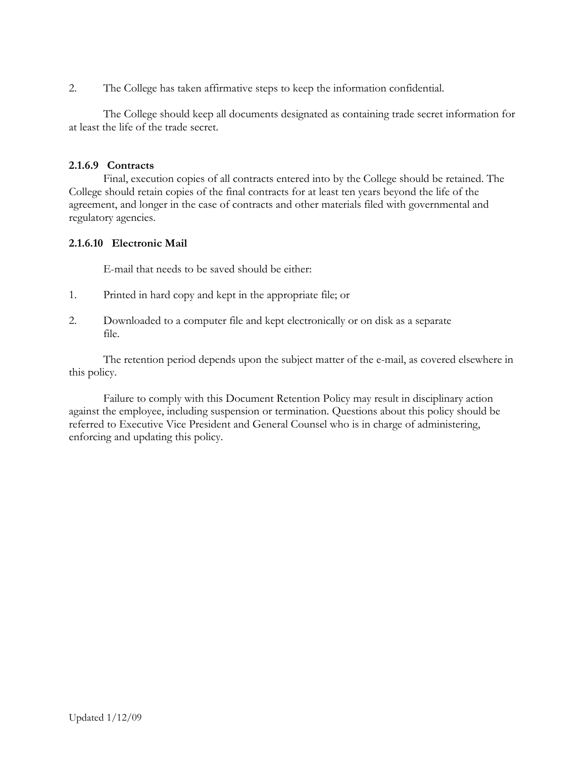2. The College has taken affirmative steps to keep the information confidential.

The College should keep all documents designated as containing trade secret information for at least the life of the trade secret.

#### 2.1.6.9 Contracts

Final, execution copies of all contracts entered into by the College should be retained. The College should retain copies of the final contracts for at least ten years beyond the life of the agreement, and longer in the case of contracts and other materials filed with governmental and regulatory agencies.

#### 2.1.6.10 Electronic Mail

E-mail that needs to be saved should be either:

1. Printed in hard copy and kept in the appropriate file; or
2. Downloaded to a computer file and kept electronically or on disk as a separate file.

The retention period depends upon the subject matter of the e-mail, as covered elsewhere in this policy.

Failure to comply with this Document Retention Policy may result in disciplinary action against the employee, including suspension or termination. Questions about this policy should be referred to Executive Vice President and General Counsel who is in charge of administering, enforcing and updating this policy.

Updated 1/12/09